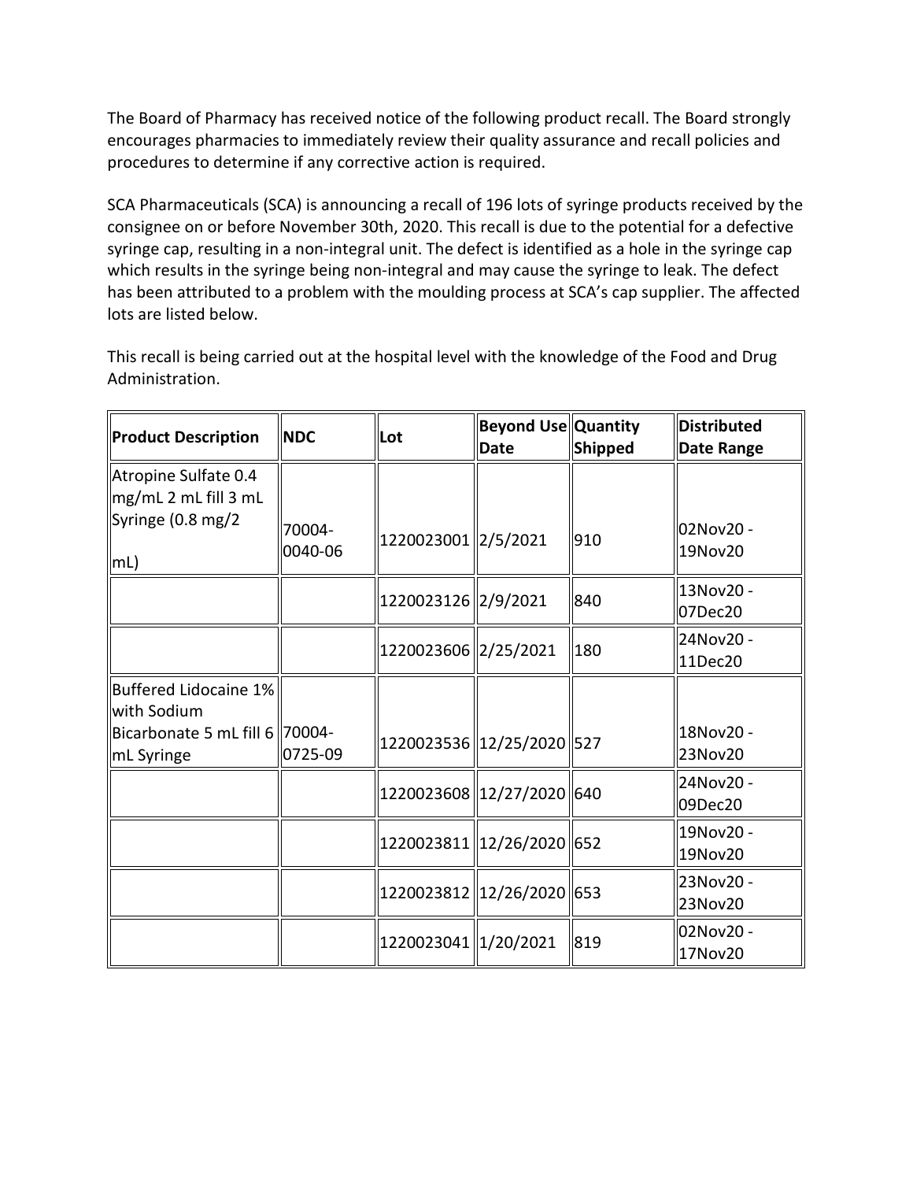The Board of Pharmacy has received notice of the following product recall. The Board strongly encourages pharmacies to immediately review their quality assurance and recall policies and procedures to determine if any corrective action is required.

SCA Pharmaceuticals (SCA) is announcing a recall of 196 lots of syringe products received by the consignee on or before November 30th, 2020. This recall is due to the potential for a defective syringe cap, resulting in a non-integral unit. The defect is identified as a hole in the syringe cap which results in the syringe being non-integral and may cause the syringe to leak. The defect has been attributed to a problem with the moulding process at SCA's cap supplier. The affected lots are listed below.

This recall is being carried out at the hospital level with the knowledge of the Food and Drug Administration.

| Product Description | NDC | Lot | Beyond Use Date | Quantity Shipped | Distributed Date Range |
|---|---|---|---|---|---|
| Atropine Sulfate 0.4 mg/mL 2 mL fill 3 mL Syringe (0.8 mg/2 mL) | 70004-0040-06 | 1220023001 | 2/5/2021 | 910 | 02Nov20 - 19Nov20 |
| | | 1220023126 | 2/9/2021 | 840 | 13Nov20 - 07Dec20 |
| | | 1220023606 | 2/25/2021 | 180 | 24Nov20 - 11Dec20 |
| Buffered Lidocaine 1% with Sodium Bicarbonate 5 mL fill 6 mL Syringe | 70004-0725-09 | 1220023536 | 12/25/2020 | 527 | 18Nov20 - 23Nov20 |
| | | 1220023608 | 12/27/2020 | 640 | 24Nov20 - 09Dec20 |
| | | 1220023811 | 12/26/2020 | 652 | 19Nov20 - 19Nov20 |
| | | 1220023812 | 12/26/2020 | 653 | 23Nov20 - 23Nov20 |
| | | 1220023041 | 1/20/2021 | 819 | 02Nov20 - 17Nov20 |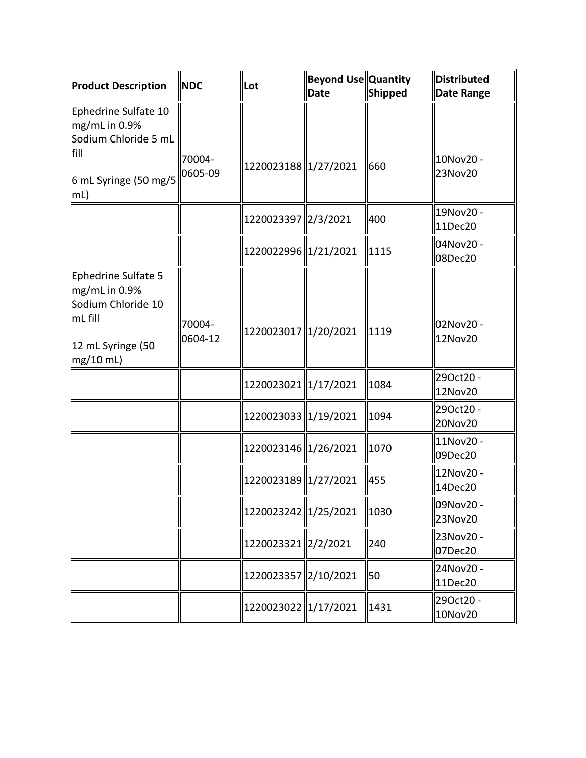| Product Description | NDC | Lot | Beyond Use Date | Quantity Shipped | Distributed Date Range |
|---|---|---|---|---|---|
| Ephedrine Sulfate 10 mg/mL in 0.9% Sodium Chloride 5 mL fill<br><br>6 mL Syringe (50 mg/5 mL) | 70004-0605-09 | 1220023188 | 1/27/2021 | 660 | 10Nov20 - 23Nov20 |
| | | 1220023397 | 2/3/2021 | 400 | 19Nov20 - 11Dec20 |
| | | 1220022996 | 1/21/2021 | 1115 | 04Nov20 - 08Dec20 |
| Ephedrine Sulfate 5 mg/mL in 0.9% Sodium Chloride 10 mL fill<br><br>12 mL Syringe (50 mg/10 mL) | 70004-0604-12 | 1220023017 | 1/20/2021 | 1119 | 02Nov20 - 12Nov20 |
| | | 1220023021 | 1/17/2021 | 1084 | 29Oct20 - 12Nov20 |
| | | 1220023033 | 1/19/2021 | 1094 | 29Oct20 - 20Nov20 |
| | | 1220023146 | 1/26/2021 | 1070 | 11Nov20 - 09Dec20 |
| | | 1220023189 | 1/27/2021 | 455 | 12Nov20 - 14Dec20 |
| | | 1220023242 | 1/25/2021 | 1030 | 09Nov20 - 23Nov20 |
| | | 1220023321 | 2/2/2021 | 240 | 23Nov20 - 07Dec20 |
| | | 1220023357 | 2/10/2021 | 50 | 24Nov20 - 11Dec20 |
| | | 1220023022 | 1/17/2021 | 1431 | 29Oct20 - 10Nov20 |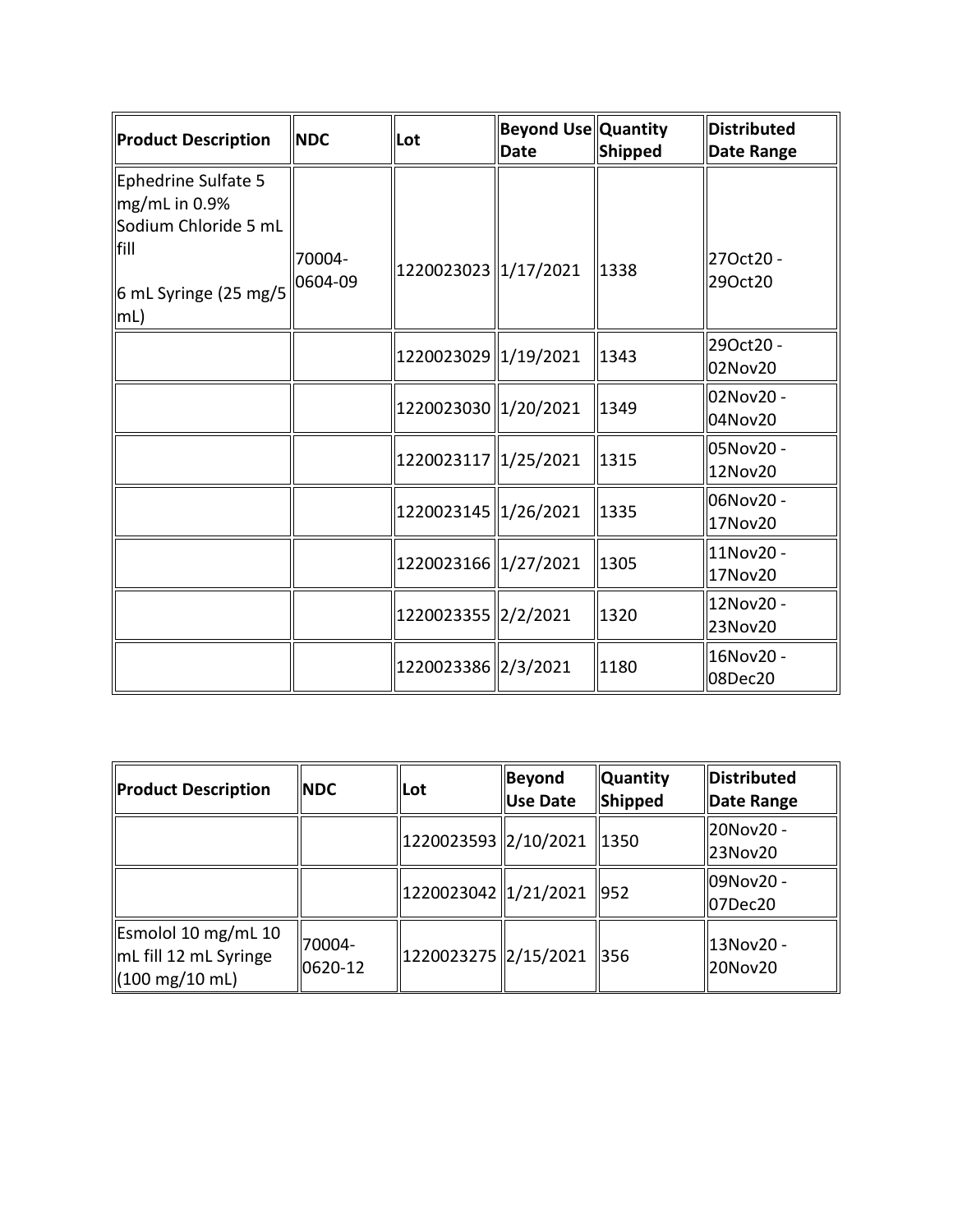| Product Description | NDC | Lot | Beyond Use Date | Quantity Shipped | Distributed Date Range |
|---|---|---|---|---|---|
| Ephedrine Sulfate 5 mg/mL in 0.9% Sodium Chloride 5 mL fill<br><br>6 mL Syringe (25 mg/5 mL) | 70004-0604-09 | 1220023023 | 1/17/2021 | 1338 | 27Oct20 - 29Oct20 |
| | | 1220023029 | 1/19/2021 | 1343 | 29Oct20 - 02Nov20 |
| | | 1220023030 | 1/20/2021 | 1349 | 02Nov20 - 04Nov20 |
| | | 1220023117 | 1/25/2021 | 1315 | 05Nov20 - 12Nov20 |
| | | 1220023145 | 1/26/2021 | 1335 | 06Nov20 - 17Nov20 |
| | | 1220023166 | 1/27/2021 | 1305 | 11Nov20 - 17Nov20 |
| | | 1220023355 | 2/2/2021 | 1320 | 12Nov20 - 23Nov20 |
| | | 1220023386 | 2/3/2021 | 1180 | 16Nov20 - 08Dec20 |

| Product Description | NDC | Lot | Beyond Use Date | Quantity Shipped | Distributed Date Range |
|---|---|---|---|---|---|
| | | 1220023593 | 2/10/2021 | 1350 | 20Nov20 - 23Nov20 |
| | | 1220023042 | 1/21/2021 | 952 | 09Nov20 - 07Dec20 |
| Esmolol 10 mg/mL 10 mL fill 12 mL Syringe (100 mg/10 mL) | 70004-0620-12 | 1220023275 | 2/15/2021 | 356 | 13Nov20 - 20Nov20 |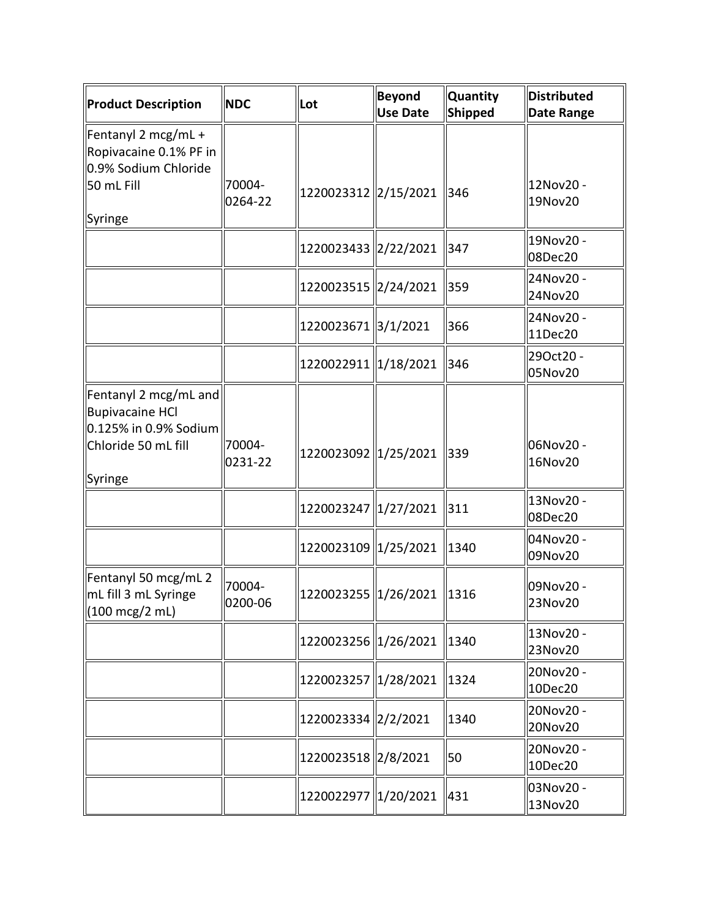| Product Description | NDC | Lot | Beyond Use Date | Quantity Shipped | Distributed Date Range |
| --- | --- | --- | --- | --- | --- |
| Fentanyl 2 mcg/mL + Ropivacaine 0.1% PF in 0.9% Sodium Chloride 50 mL Fill<br><br>Syringe | 70004-0264-22 | 1220023312 | 2/15/2021 | 346 | 12Nov20 - 19Nov20 |
| | | 1220023433 | 2/22/2021 | 347 | 19Nov20 - 08Dec20 |
| | | 1220023515 | 2/24/2021 | 359 | 24Nov20 - 24Nov20 |
| | | 1220023671 | 3/1/2021 | 366 | 24Nov20 - 11Dec20 |
| | | 1220022911 | 1/18/2021 | 346 | 29Oct20 - 05Nov20 |
| Fentanyl 2 mcg/mL and Bupivacaine HCl 0.125% in 0.9% Sodium Chloride 50 mL fill<br><br>Syringe | 70004-0231-22 | 1220023092 | 1/25/2021 | 339 | 06Nov20 - 16Nov20 |
| | | 1220023247 | 1/27/2021 | 311 | 13Nov20 - 08Dec20 |
| | | 1220023109 | 1/25/2021 | 1340 | 04Nov20 - 09Nov20 |
| Fentanyl 50 mcg/mL 2 mL fill 3 mL Syringe (100 mcg/2 mL) | 70004-0200-06 | 1220023255 | 1/26/2021 | 1316 | 09Nov20 - 23Nov20 |
| | | 1220023256 | 1/26/2021 | 1340 | 13Nov20 - 23Nov20 |
| | | 1220023257 | 1/28/2021 | 1324 | 20Nov20 - 10Dec20 |
| | | 1220023334 | 2/2/2021 | 1340 | 20Nov20 - 20Nov20 |
| | | 1220023518 | 2/8/2021 | 50 | 20Nov20 - 10Dec20 |
| | | 1220022977 | 1/20/2021 | 431 | 03Nov20 - 13Nov20 |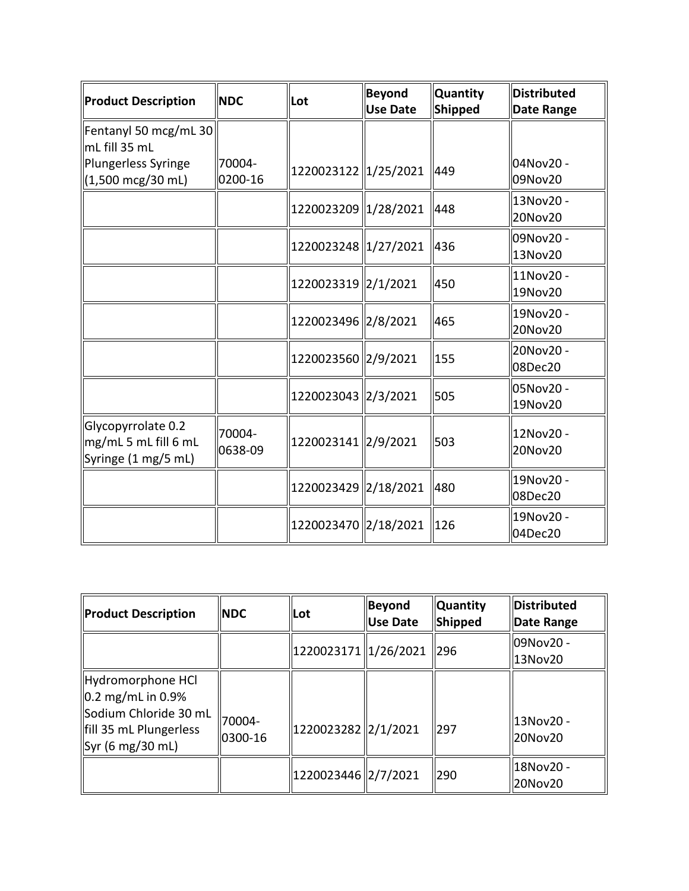| Product Description | NDC | Lot | Beyond Use Date | Quantity Shipped | Distributed Date Range |
|---|---|---|---|---|---|
| Fentanyl 50 mcg/mL 30 mL fill 35 mL Plungerless Syringe (1,500 mcg/30 mL) | 70004-0200-16 | 1220023122 | 1/25/2021 | 449 | 04Nov20 - 09Nov20 |
| | | 1220023209 | 1/28/2021 | 448 | 13Nov20 - 20Nov20 |
| | | 1220023248 | 1/27/2021 | 436 | 09Nov20 - 13Nov20 |
| | | 1220023319 | 2/1/2021 | 450 | 11Nov20 - 19Nov20 |
| | | 1220023496 | 2/8/2021 | 465 | 19Nov20 - 20Nov20 |
| | | 1220023560 | 2/9/2021 | 155 | 20Nov20 - 08Dec20 |
| | | 1220023043 | 2/3/2021 | 505 | 05Nov20 - 19Nov20 |
| Glycopyrrolate 0.2 mg/mL 5 mL fill 6 mL Syringe (1 mg/5 mL) | 70004-0638-09 | 1220023141 | 2/9/2021 | 503 | 12Nov20 - 20Nov20 |
| | | 1220023429 | 2/18/2021 | 480 | 19Nov20 - 08Dec20 |
| | | 1220023470 | 2/18/2021 | 126 | 19Nov20 - 04Dec20 |

| Product Description | NDC | Lot | Beyond Use Date | Quantity Shipped | Distributed Date Range |
|---|---|---|---|---|---|
| | | 1220023171 | 1/26/2021 | 296 | 09Nov20 - 13Nov20 |
| Hydromorphone HCl 0.2 mg/mL in 0.9% Sodium Chloride 30 mL fill 35 mL Plungerless Syr (6 mg/30 mL) | 70004-0300-16 | 1220023282 | 2/1/2021 | 297 | 13Nov20 - 20Nov20 |
| | | 1220023446 | 2/7/2021 | 290 | 18Nov20 - 20Nov20 |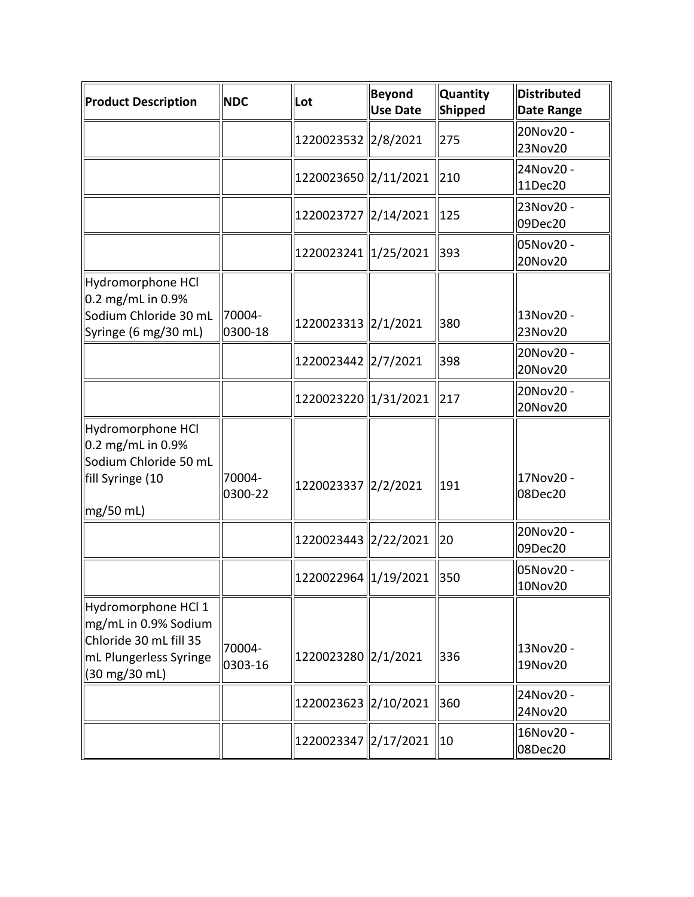| Product Description | NDC | Lot | Beyond Use Date | Quantity Shipped | Distributed Date Range |
|---|---|---|---|---|---|
| | | 1220023532 | 2/8/2021 | 275 | 20Nov20 - 23Nov20 |
| | | 1220023650 | 2/11/2021 | 210 | 24Nov20 - 11Dec20 |
| | | 1220023727 | 2/14/2021 | 125 | 23Nov20 - 09Dec20 |
| | | 1220023241 | 1/25/2021 | 393 | 05Nov20 - 20Nov20 |
| Hydromorphone HCl 0.2 mg/mL in 0.9% Sodium Chloride 30 mL Syringe (6 mg/30 mL) | 70004-0300-18 | 1220023313 | 2/1/2021 | 380 | 13Nov20 - 23Nov20 |
| | | 1220023442 | 2/7/2021 | 398 | 20Nov20 - 20Nov20 |
| | | 1220023220 | 1/31/2021 | 217 | 20Nov20 - 20Nov20 |
| Hydromorphone HCl 0.2 mg/mL in 0.9% Sodium Chloride 50 mL fill Syringe (10 mg/50 mL) | 70004-0300-22 | 1220023337 | 2/2/2021 | 191 | 17Nov20 - 08Dec20 |
| | | 1220023443 | 2/22/2021 | 20 | 20Nov20 - 09Dec20 |
| | | 1220022964 | 1/19/2021 | 350 | 05Nov20 - 10Nov20 |
| Hydromorphone HCl 1 mg/mL in 0.9% Sodium Chloride 30 mL fill 35 mL Plungerless Syringe (30 mg/30 mL) | 70004-0303-16 | 1220023280 | 2/1/2021 | 336 | 13Nov20 - 19Nov20 |
| | | 1220023623 | 2/10/2021 | 360 | 24Nov20 - 24Nov20 |
| | | 1220023347 | 2/17/2021 | 10 | 16Nov20 - 08Dec20 |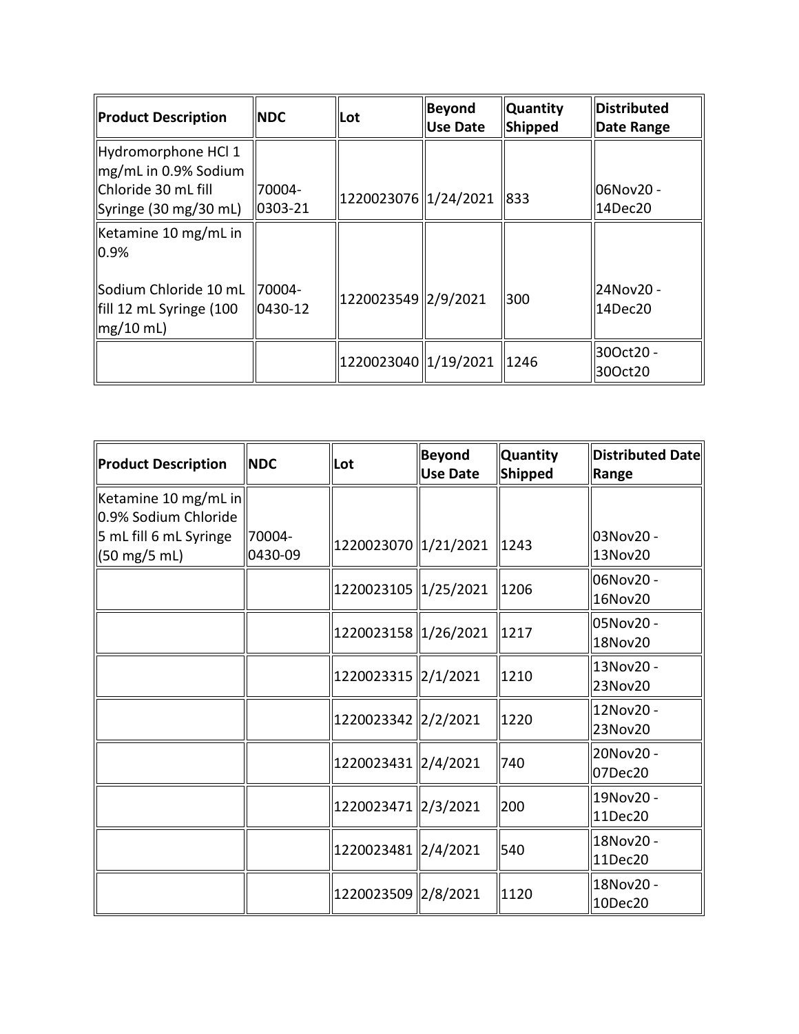| Product Description | NDC | Lot | Beyond Use Date | Quantity Shipped | Distributed Date Range |
|---|---|---|---|---|---|
| Hydromorphone HCl 1 mg/mL in 0.9% Sodium Chloride 30 mL fill Syringe (30 mg/30 mL) | 70004-0303-21 | 1220023076 | 1/24/2021 | 833 | 06Nov20 - 14Dec20 |
| Ketamine 10 mg/mL in 0.9% Sodium Chloride 10 mL fill 12 mL Syringe (100 mg/10 mL) | 70004-0430-12 | 1220023549 | 2/9/2021 | 300 | 24Nov20 - 14Dec20 |
| | | 1220023040 | 1/19/2021 | 1246 | 30Oct20 - 30Oct20 |

| Product Description | NDC | Lot | Beyond Use Date | Quantity Shipped | Distributed Date Range |
|---|---|---|---|---|---|
| Ketamine 10 mg/mL in 0.9% Sodium Chloride 5 mL fill 6 mL Syringe (50 mg/5 mL) | 70004-0430-09 | 1220023070 | 1/21/2021 | 1243 | 03Nov20 - 13Nov20 |
| | | 1220023105 | 1/25/2021 | 1206 | 06Nov20 - 16Nov20 |
| | | 1220023158 | 1/26/2021 | 1217 | 05Nov20 - 18Nov20 |
| | | 1220023315 | 2/1/2021 | 1210 | 13Nov20 - 23Nov20 |
| | | 1220023342 | 2/2/2021 | 1220 | 12Nov20 - 23Nov20 |
| | | 1220023431 | 2/4/2021 | 740 | 20Nov20 - 07Dec20 |
| | | 1220023471 | 2/3/2021 | 200 | 19Nov20 - 11Dec20 |
| | | 1220023481 | 2/4/2021 | 540 | 18Nov20 - 11Dec20 |
| | | 1220023509 | 2/8/2021 | 1120 | 18Nov20 - 10Dec20 |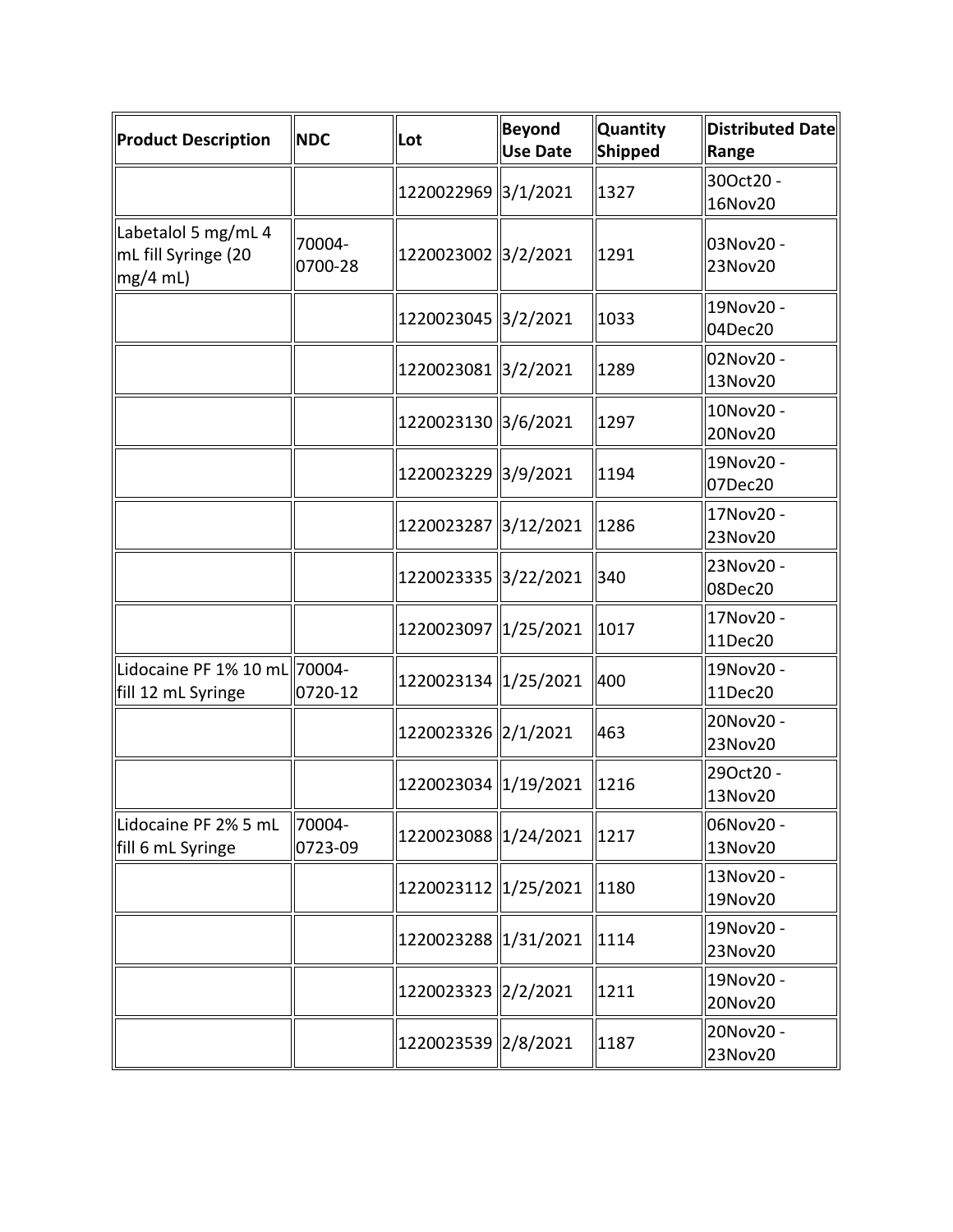| Product Description | NDC | Lot | Beyond Use Date | Quantity Shipped | Distributed Date Range |
|---|---|---|---|---|---|
| | | 1220022969 | 3/1/2021 | 1327 | 30Oct20 - 16Nov20 |
| Labetalol 5 mg/mL 4 mL fill Syringe (20 mg/4 mL) | 70004-0700-28 | 1220023002 | 3/2/2021 | 1291 | 03Nov20 - 23Nov20 |
| | | 1220023045 | 3/2/2021 | 1033 | 19Nov20 - 04Dec20 |
| | | 1220023081 | 3/2/2021 | 1289 | 02Nov20 - 13Nov20 |
| | | 1220023130 | 3/6/2021 | 1297 | 10Nov20 - 20Nov20 |
| | | 1220023229 | 3/9/2021 | 1194 | 19Nov20 - 07Dec20 |
| | | 1220023287 | 3/12/2021 | 1286 | 17Nov20 - 23Nov20 |
| | | 1220023335 | 3/22/2021 | 340 | 23Nov20 - 08Dec20 |
| | | 1220023097 | 1/25/2021 | 1017 | 17Nov20 - 11Dec20 |
| Lidocaine PF 1% 10 mL fill 12 mL Syringe | 70004-0720-12 | 1220023134 | 1/25/2021 | 400 | 19Nov20 - 11Dec20 |
| | | 1220023326 | 2/1/2021 | 463 | 20Nov20 - 23Nov20 |
| | | 1220023034 | 1/19/2021 | 1216 | 29Oct20 - 13Nov20 |
| Lidocaine PF 2% 5 mL fill 6 mL Syringe | 70004-0723-09 | 1220023088 | 1/24/2021 | 1217 | 06Nov20 - 13Nov20 |
| | | 1220023112 | 1/25/2021 | 1180 | 13Nov20 - 19Nov20 |
| | | 1220023288 | 1/31/2021 | 1114 | 19Nov20 - 23Nov20 |
| | | 1220023323 | 2/2/2021 | 1211 | 19Nov20 - 20Nov20 |
| | | 1220023539 | 2/8/2021 | 1187 | 20Nov20 - 23Nov20 |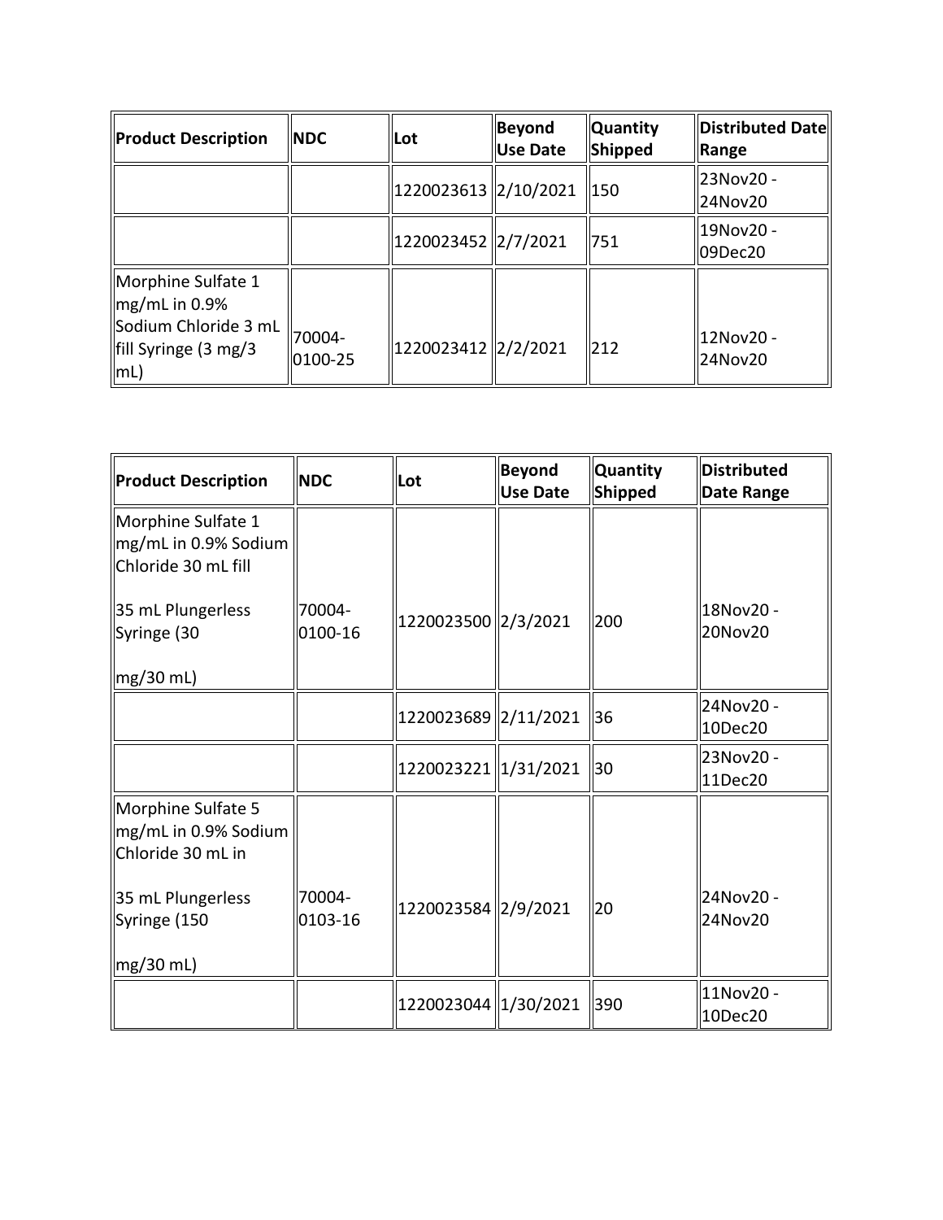| Product Description | NDC | Lot | Beyond Use Date | Quantity Shipped | Distributed Date Range |
|---|---|---|---|---|---|
| | | 1220023613 | 2/10/2021 | 150 | 23Nov20 - 24Nov20 |
| | | 1220023452 | 2/7/2021 | 751 | 19Nov20 - 09Dec20 |
| Morphine Sulfate 1 mg/mL in 0.9% Sodium Chloride 3 mL fill Syringe (3 mg/3 mL) | 70004-0100-25 | 1220023412 | 2/2/2021 | 212 | 12Nov20 - 24Nov20 |

| Product Description | NDC | Lot | Beyond Use Date | Quantity Shipped | Distributed Date Range |
|---|---|---|---|---|---|
| Morphine Sulfate 1 mg/mL in 0.9% Sodium Chloride 30 mL fill 35 mL Plungerless Syringe (30 mg/30 mL) | 70004-0100-16 | 1220023500 | 2/3/2021 | 200 | 18Nov20 - 20Nov20 |
| | | 1220023689 | 2/11/2021 | 36 | 24Nov20 - 10Dec20 |
| | | 1220023221 | 1/31/2021 | 30 | 23Nov20 - 11Dec20 |
| Morphine Sulfate 5 mg/mL in 0.9% Sodium Chloride 30 mL in 35 mL Plungerless Syringe (150 mg/30 mL) | 70004-0103-16 | 1220023584 | 2/9/2021 | 20 | 24Nov20 - 24Nov20 |
| | | 1220023044 | 1/30/2021 | 390 | 11Nov20 - 10Dec20 |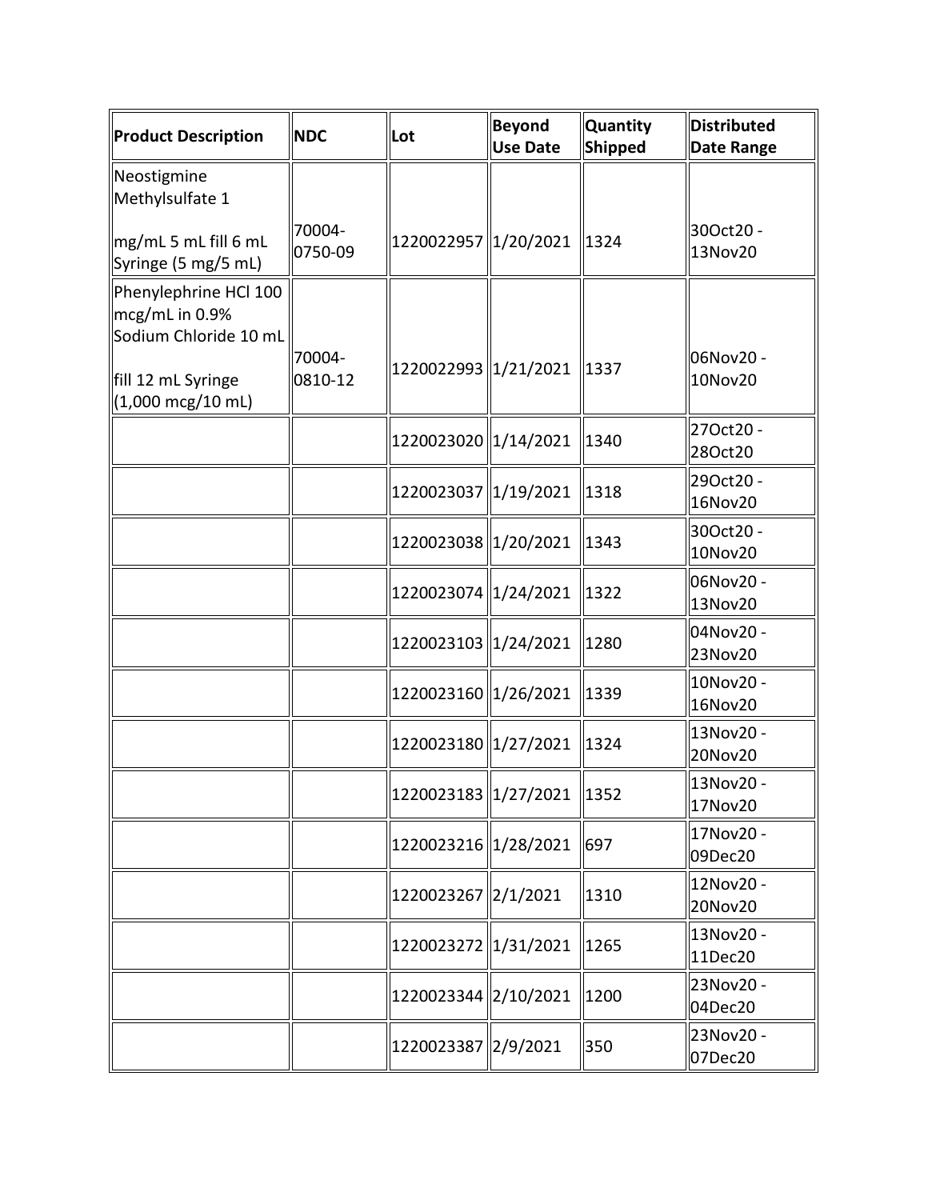| Product Description | NDC | Lot | Beyond Use Date | Quantity Shipped | Distributed Date Range |
|---|---|---|---|---|---|
| Neostigmine Methylsulfate 1 mg/mL 5 mL fill 6 mL Syringe (5 mg/5 mL) | 70004-0750-09 | 1220022957 | 1/20/2021 | 1324 | 30Oct20 - 13Nov20 |
| Phenylephrine HCl 100 mcg/mL in 0.9% Sodium Chloride 10 mL fill 12 mL Syringe (1,000 mcg/10 mL) | 70004-0810-12 | 1220022993 | 1/21/2021 | 1337 | 06Nov20 - 10Nov20 |
| | | 1220023020 | 1/14/2021 | 1340 | 27Oct20 - 28Oct20 |
| | | 1220023037 | 1/19/2021 | 1318 | 29Oct20 - 16Nov20 |
| | | 1220023038 | 1/20/2021 | 1343 | 30Oct20 - 10Nov20 |
| | | 1220023074 | 1/24/2021 | 1322 | 06Nov20 - 13Nov20 |
| | | 1220023103 | 1/24/2021 | 1280 | 04Nov20 - 23Nov20 |
| | | 1220023160 | 1/26/2021 | 1339 | 10Nov20 - 16Nov20 |
| | | 1220023180 | 1/27/2021 | 1324 | 13Nov20 - 20Nov20 |
| | | 1220023183 | 1/27/2021 | 1352 | 13Nov20 - 17Nov20 |
| | | 1220023216 | 1/28/2021 | 697 | 17Nov20 - 09Dec20 |
| | | 1220023267 | 2/1/2021 | 1310 | 12Nov20 - 20Nov20 |
| | | 1220023272 | 1/31/2021 | 1265 | 13Nov20 - 11Dec20 |
| | | 1220023344 | 2/10/2021 | 1200 | 23Nov20 - 04Dec20 |
| | | 1220023387 | 2/9/2021 | 350 | 23Nov20 - 07Dec20 |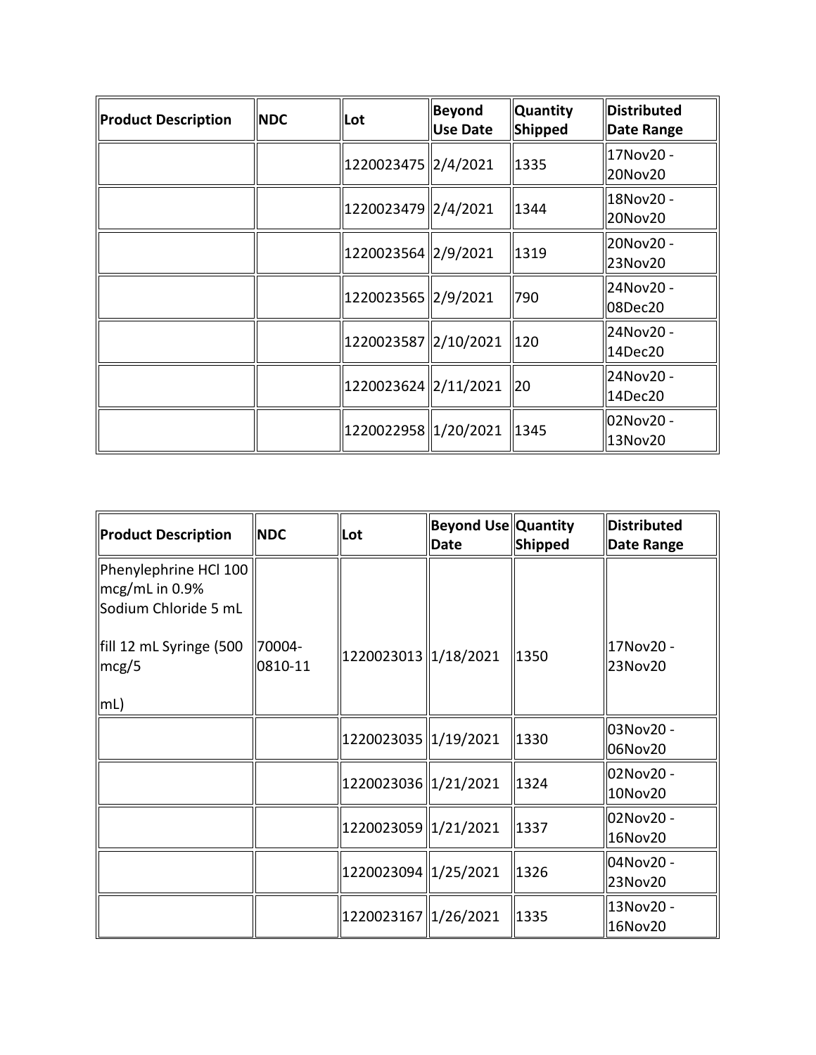| Product Description | NDC | Lot | Beyond Use Date | Quantity Shipped | Distributed Date Range |
|---|---|---|---|---|---|
| | | 1220023475 | 2/4/2021 | 1335 | 17Nov20 - 20Nov20 |
| | | 1220023479 | 2/4/2021 | 1344 | 18Nov20 - 20Nov20 |
| | | 1220023564 | 2/9/2021 | 1319 | 20Nov20 - 23Nov20 |
| | | 1220023565 | 2/9/2021 | 790 | 24Nov20 - 08Dec20 |
| | | 1220023587 | 2/10/2021 | 120 | 24Nov20 - 14Dec20 |
| | | 1220023624 | 2/11/2021 | 20 | 24Nov20 - 14Dec20 |
| | | 1220022958 | 1/20/2021 | 1345 | 02Nov20 - 13Nov20 |

| Product Description | NDC | Lot | Beyond Use Date | Quantity Shipped | Distributed Date Range |
|---|---|---|---|---|---|
| Phenylephrine HCl 100 mcg/mL in 0.9% Sodium Chloride 5 mL fill 12 mL Syringe (500 mcg/5 mL) | 70004-0810-11 | 1220023013 | 1/18/2021 | 1350 | 17Nov20 - 23Nov20 |
| | | 1220023035 | 1/19/2021 | 1330 | 03Nov20 - 06Nov20 |
| | | 1220023036 | 1/21/2021 | 1324 | 02Nov20 - 10Nov20 |
| | | 1220023059 | 1/21/2021 | 1337 | 02Nov20 - 16Nov20 |
| | | 1220023094 | 1/25/2021 | 1326 | 04Nov20 - 23Nov20 |
| | | 1220023167 | 1/26/2021 | 1335 | 13Nov20 - 16Nov20 |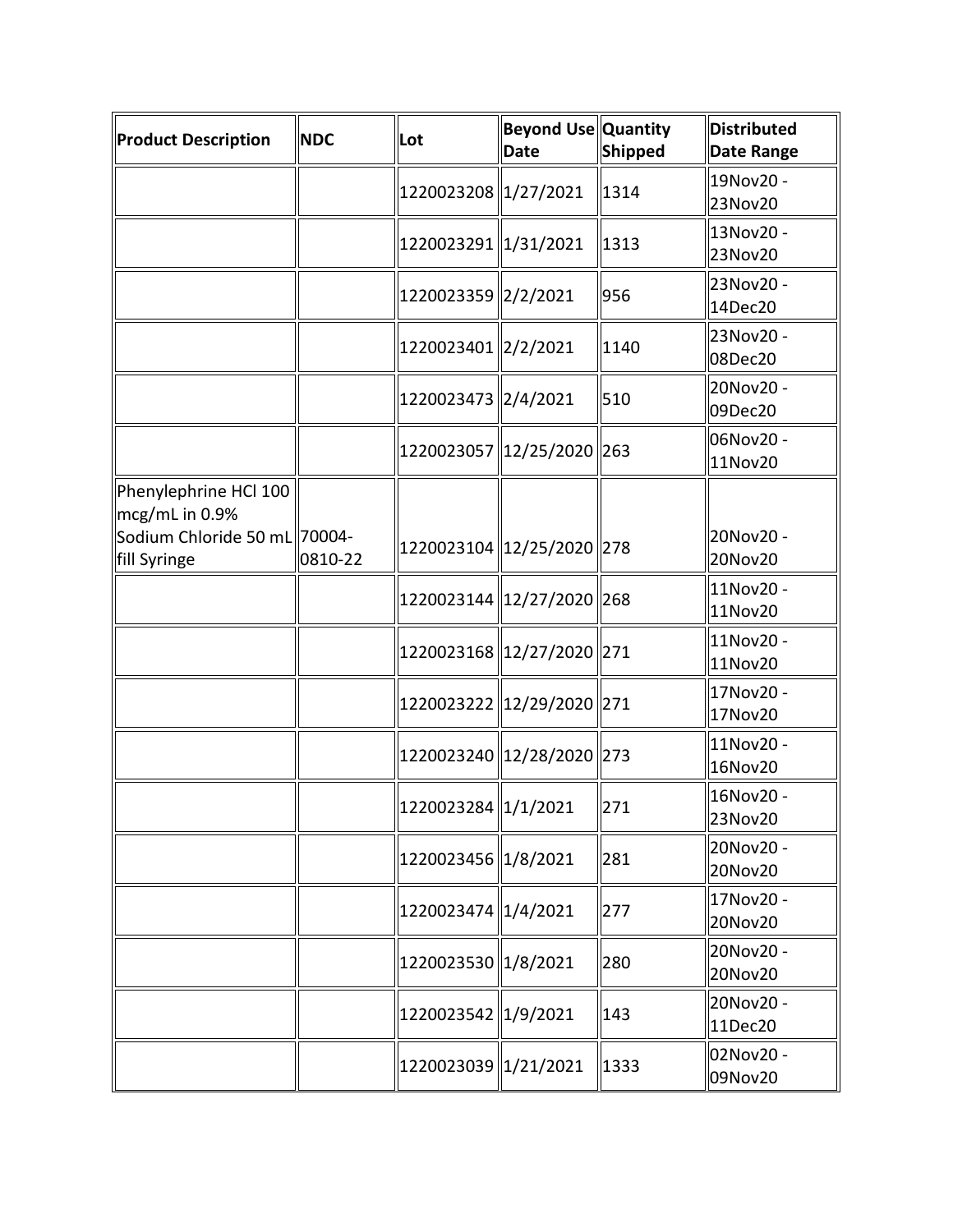| Product Description | NDC | Lot | Beyond Use Date | Quantity Shipped | Distributed Date Range |
|---|---|---|---|---|---|
| | | 1220023208 | 1/27/2021 | 1314 | 19Nov20 - 23Nov20 |
| | | 1220023291 | 1/31/2021 | 1313 | 13Nov20 - 23Nov20 |
| | | 1220023359 | 2/2/2021 | 956 | 23Nov20 - 14Dec20 |
| | | 1220023401 | 2/2/2021 | 1140 | 23Nov20 - 08Dec20 |
| | | 1220023473 | 2/4/2021 | 510 | 20Nov20 - 09Dec20 |
| | | 1220023057 | 12/25/2020 | 263 | 06Nov20 - 11Nov20 |
| Phenylephrine HCl 100 mcg/mL in 0.9% Sodium Chloride 50 mL fill Syringe | 70004-0810-22 | 1220023104 | 12/25/2020 | 278 | 20Nov20 - 20Nov20 |
| | | 1220023144 | 12/27/2020 | 268 | 11Nov20 - 11Nov20 |
| | | 1220023168 | 12/27/2020 | 271 | 11Nov20 - 11Nov20 |
| | | 1220023222 | 12/29/2020 | 271 | 17Nov20 - 17Nov20 |
| | | 1220023240 | 12/28/2020 | 273 | 11Nov20 - 16Nov20 |
| | | 1220023284 | 1/1/2021 | 271 | 16Nov20 - 23Nov20 |
| | | 1220023456 | 1/8/2021 | 281 | 20Nov20 - 20Nov20 |
| | | 1220023474 | 1/4/2021 | 277 | 17Nov20 - 20Nov20 |
| | | 1220023530 | 1/8/2021 | 280 | 20Nov20 - 20Nov20 |
| | | 1220023542 | 1/9/2021 | 143 | 20Nov20 - 11Dec20 |
| | | 1220023039 | 1/21/2021 | 1333 | 02Nov20 - 09Nov20 |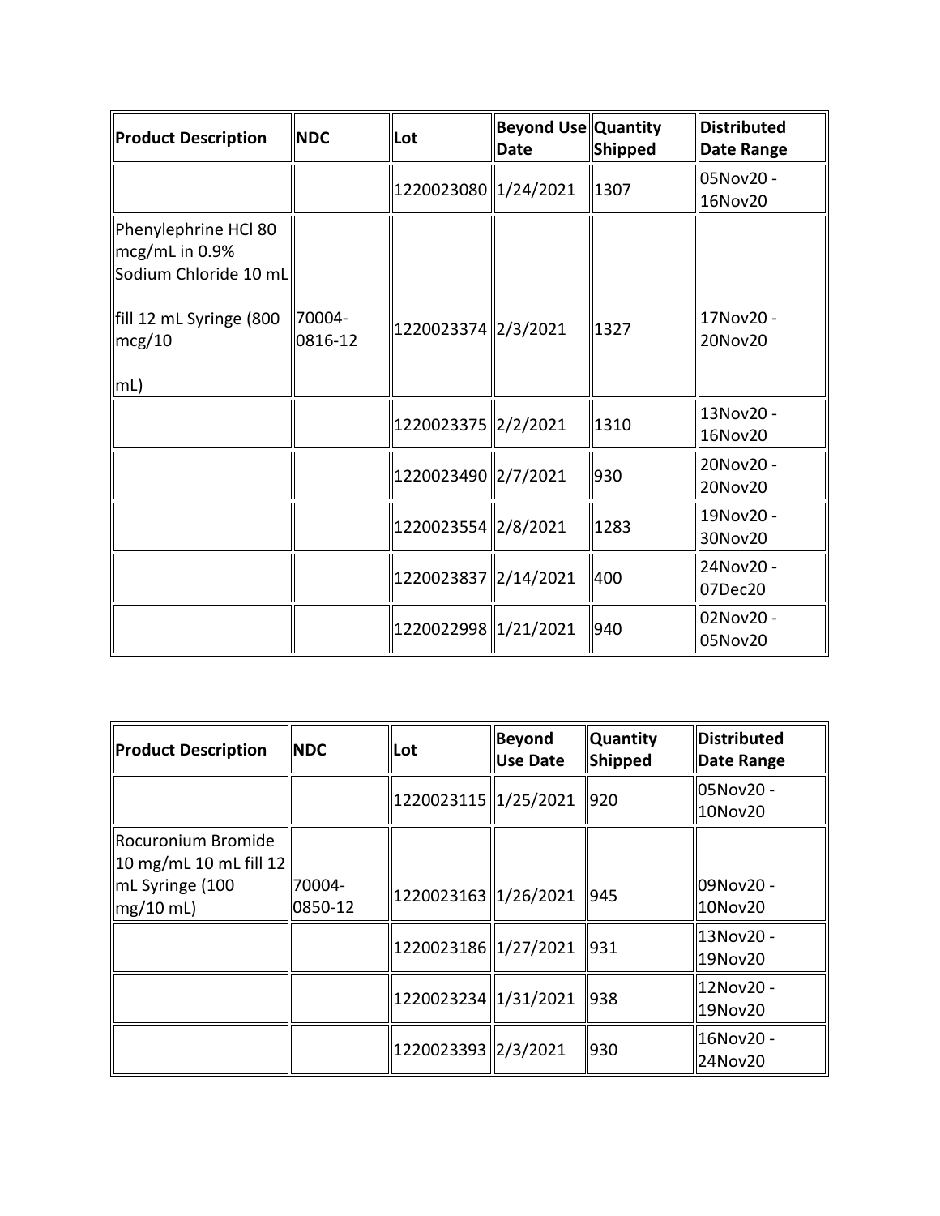| Product Description | NDC | Lot | Beyond Use Date | Quantity Shipped | Distributed Date Range |
|---|---|---|---|---|---|
| | | 1220023080 | 1/24/2021 | 1307 | 05Nov20 - 16Nov20 |
| Phenylephrine HCl 80 mcg/mL in 0.9% Sodium Chloride 10 mL fill 12 mL Syringe (800 mcg/10 mL) | 70004-0816-12 | 1220023374 | 2/3/2021 | 1327 | 17Nov20 - 20Nov20 |
| | | 1220023375 | 2/2/2021 | 1310 | 13Nov20 - 16Nov20 |
| | | 1220023490 | 2/7/2021 | 930 | 20Nov20 - 20Nov20 |
| | | 1220023554 | 2/8/2021 | 1283 | 19Nov20 - 30Nov20 |
| | | 1220023837 | 2/14/2021 | 400 | 24Nov20 - 07Dec20 |
| | | 1220022998 | 1/21/2021 | 940 | 02Nov20 - 05Nov20 |

| Product Description | NDC | Lot | Beyond Use Date | Quantity Shipped | Distributed Date Range |
|---|---|---|---|---|---|
| | | 1220023115 | 1/25/2021 | 920 | 05Nov20 - 10Nov20 |
| Rocuronium Bromide 10 mg/mL 10 mL fill 12 mL Syringe (100 mg/10 mL) | 70004-0850-12 | 1220023163 | 1/26/2021 | 945 | 09Nov20 - 10Nov20 |
| | | 1220023186 | 1/27/2021 | 931 | 13Nov20 - 19Nov20 |
| | | 1220023234 | 1/31/2021 | 938 | 12Nov20 - 19Nov20 |
| | | 1220023393 | 2/3/2021 | 930 | 16Nov20 - 24Nov20 |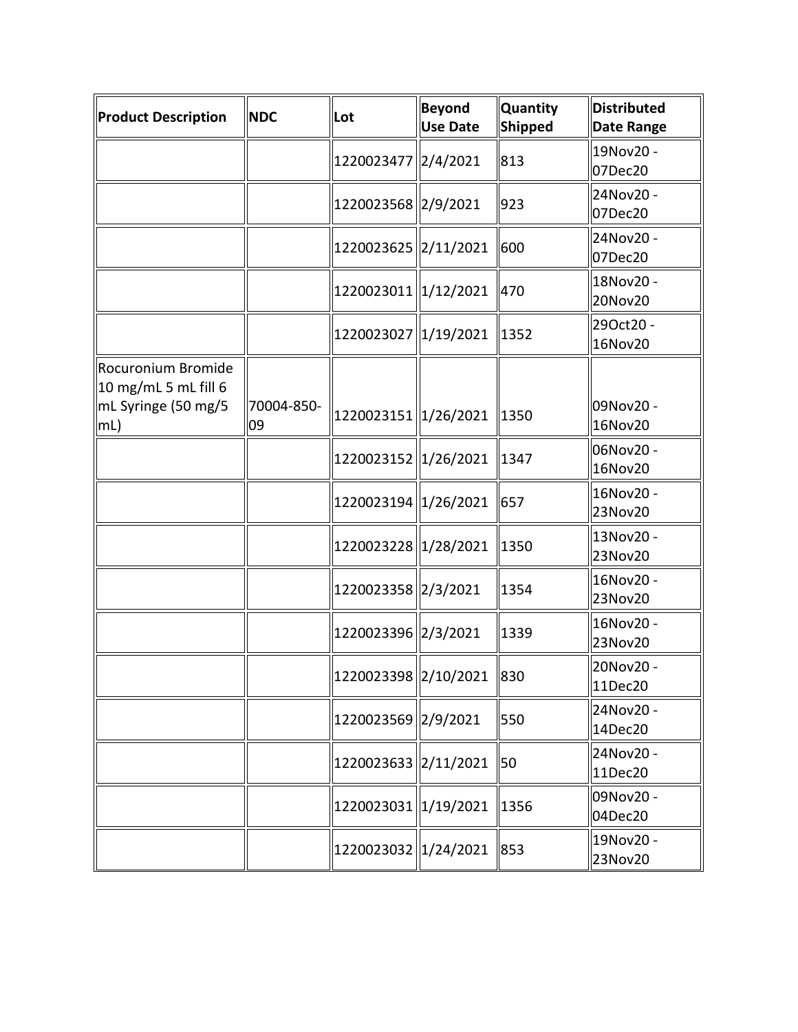| Product Description | NDC | Lot | Beyond Use Date | Quantity Shipped | Distributed Date Range |
|---|---|---|---|---|---|
| | | 1220023477 | 2/4/2021 | 813 | 19Nov20 - 07Dec20 |
| | | 1220023568 | 2/9/2021 | 923 | 24Nov20 - 07Dec20 |
| | | 1220023625 | 2/11/2021 | 600 | 24Nov20 - 07Dec20 |
| | | 1220023011 | 1/12/2021 | 470 | 18Nov20 - 20Nov20 |
| | | 1220023027 | 1/19/2021 | 1352 | 29Oct20 - 16Nov20 |
| Rocuronium Bromide 10 mg/mL 5 mL fill 6 mL Syringe (50 mg/5 mL) | 70004-850-09 | 1220023151 | 1/26/2021 | 1350 | 09Nov20 - 16Nov20 |
| | | 1220023152 | 1/26/2021 | 1347 | 06Nov20 - 16Nov20 |
| | | 1220023194 | 1/26/2021 | 657 | 16Nov20 - 23Nov20 |
| | | 1220023228 | 1/28/2021 | 1350 | 13Nov20 - 23Nov20 |
| | | 1220023358 | 2/3/2021 | 1354 | 16Nov20 - 23Nov20 |
| | | 1220023396 | 2/3/2021 | 1339 | 16Nov20 - 23Nov20 |
| | | 1220023398 | 2/10/2021 | 830 | 20Nov20 - 11Dec20 |
| | | 1220023569 | 2/9/2021 | 550 | 24Nov20 - 14Dec20 |
| | | 1220023633 | 2/11/2021 | 50 | 24Nov20 - 11Dec20 |
| | | 1220023031 | 1/19/2021 | 1356 | 09Nov20 - 04Dec20 |
| | | 1220023032 | 1/24/2021 | 853 | 19Nov20 - 23Nov20 |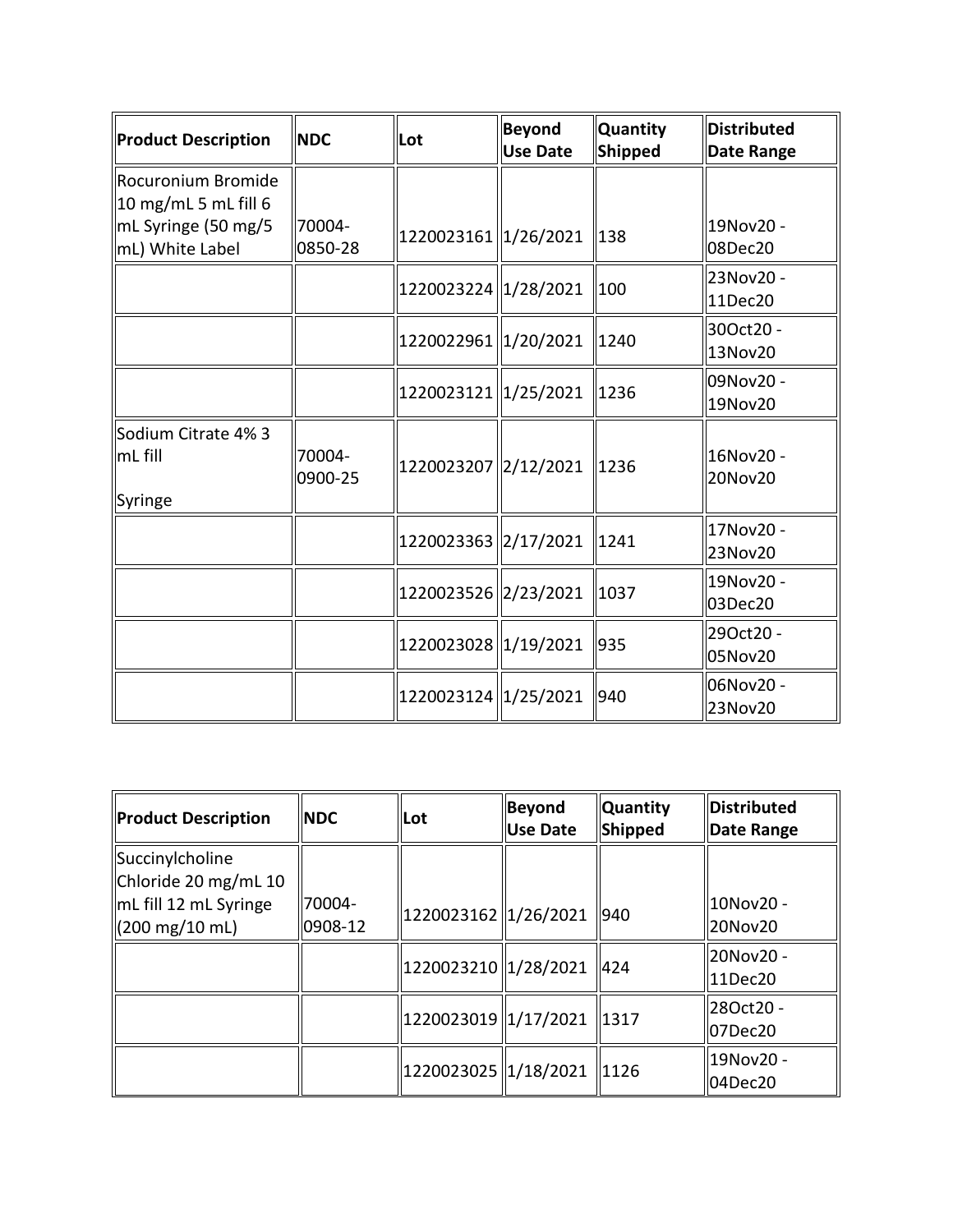| Product Description | NDC | Lot | Beyond Use Date | Quantity Shipped | Distributed Date Range |
|---|---|---|---|---|---|
| Rocuronium Bromide 10 mg/mL 5 mL fill 6 mL Syringe (50 mg/5 mL) White Label | 70004-0850-28 | 1220023161 | 1/26/2021 | 138 | 19Nov20 - 08Dec20 |
| | | 1220023224 | 1/28/2021 | 100 | 23Nov20 - 11Dec20 |
| | | 1220022961 | 1/20/2021 | 1240 | 30Oct20 - 13Nov20 |
| | | 1220023121 | 1/25/2021 | 1236 | 09Nov20 - 19Nov20 |
| Sodium Citrate 4% 3 mL fill Syringe | 70004-0900-25 | 1220023207 | 2/12/2021 | 1236 | 16Nov20 - 20Nov20 |
| | | 1220023363 | 2/17/2021 | 1241 | 17Nov20 - 23Nov20 |
| | | 1220023526 | 2/23/2021 | 1037 | 19Nov20 - 03Dec20 |
| | | 1220023028 | 1/19/2021 | 935 | 29Oct20 - 05Nov20 |
| | | 1220023124 | 1/25/2021 | 940 | 06Nov20 - 23Nov20 |

| Product Description | NDC | Lot | Beyond Use Date | Quantity Shipped | Distributed Date Range |
|---|---|---|---|---|---|
| Succinylcholine Chloride 20 mg/mL 10 mL fill 12 mL Syringe (200 mg/10 mL) | 70004-0908-12 | 1220023162 | 1/26/2021 | 940 | 10Nov20 - 20Nov20 |
| | | 1220023210 | 1/28/2021 | 424 | 20Nov20 - 11Dec20 |
| | | 1220023019 | 1/17/2021 | 1317 | 28Oct20 - 07Dec20 |
| | | 1220023025 | 1/18/2021 | 1126 | 19Nov20 - 04Dec20 |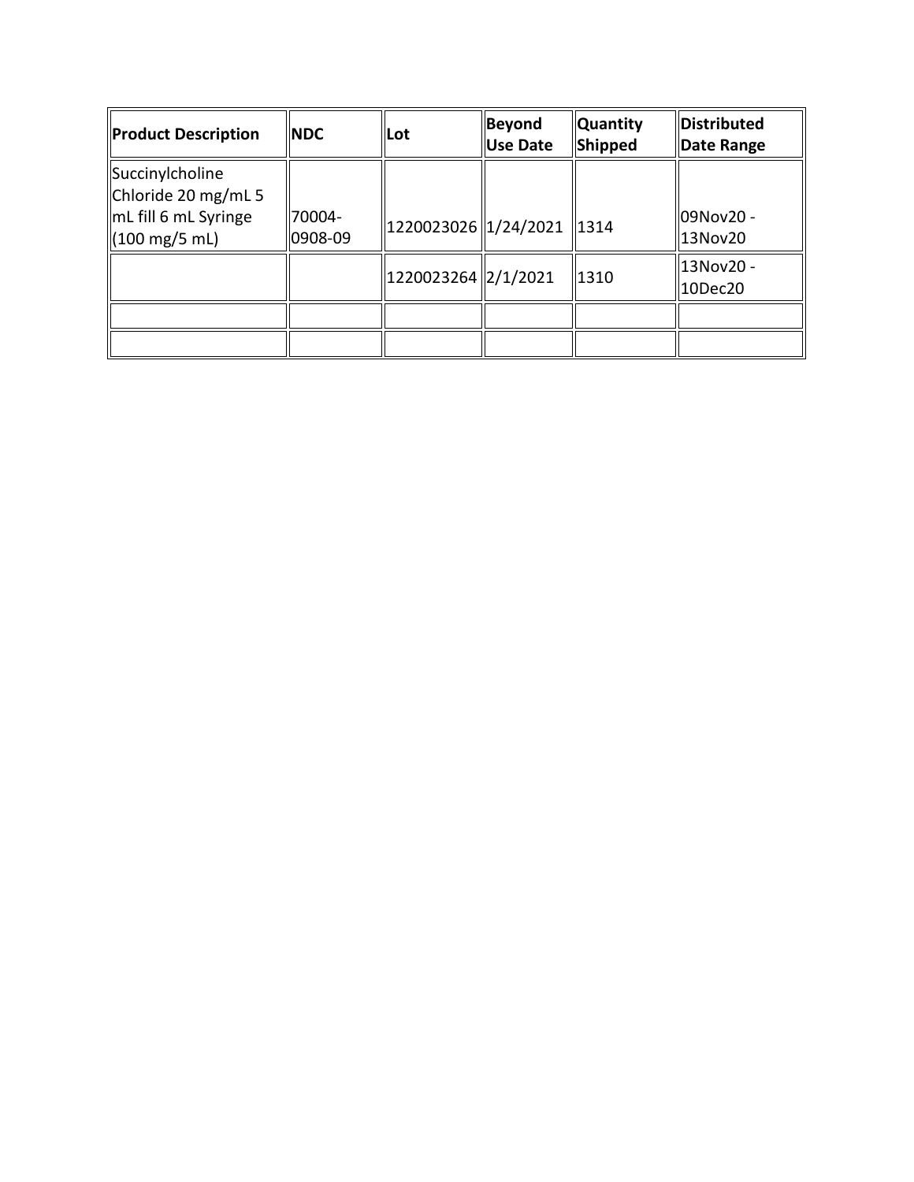| Product Description | NDC | Lot | Beyond Use Date | Quantity Shipped | Distributed Date Range |
| --- | --- | --- | --- | --- | --- |
| Succinylcholine Chloride 20 mg/mL 5 mL fill 6 mL Syringe (100 mg/5 mL) | 70004-0908-09 | 1220023026 | 1/24/2021 | 1314 | 09Nov20 - 13Nov20 |
| | | 1220023264 | 2/1/2021 | 1310 | 13Nov20 - 10Dec20 |
| | | | | | |
| | | | | | |